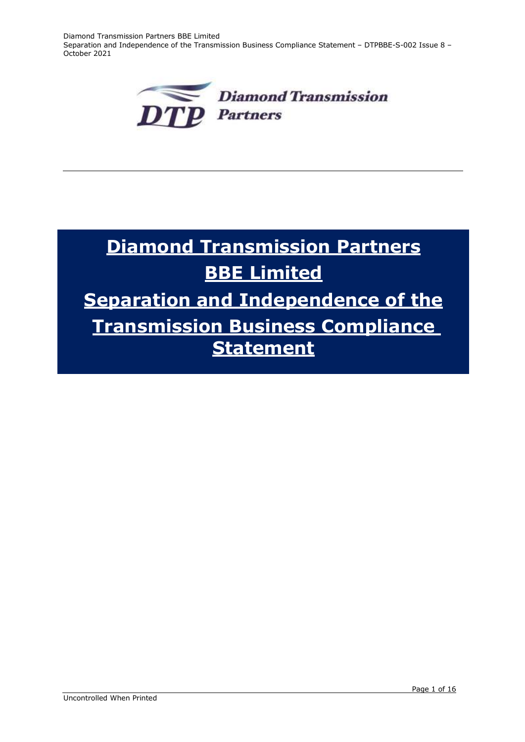Diamond Transmission Partners

# Diamond Transmission Partners BBE Limited

# Separation and Independence of the Transmission Business Compliance Statement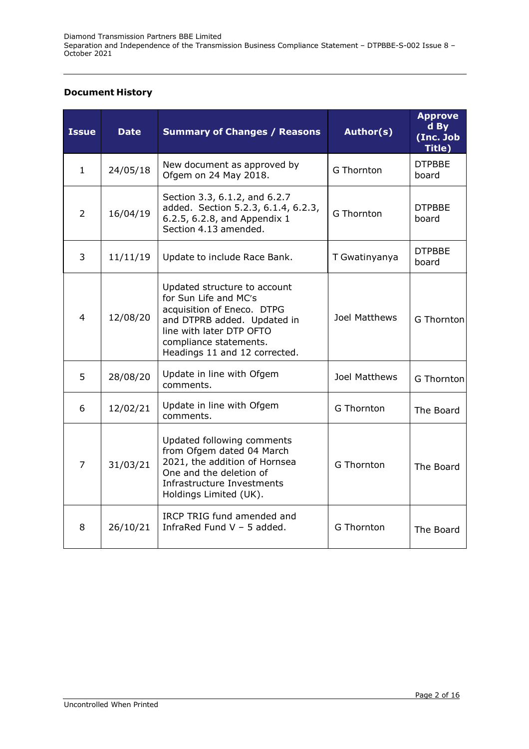**Document History**

| Issue | Date | Summary of Changes / Reasons | Author(s) | Approved By (Inc. Job Title) |
|---|---|---|---|---|
| 1 | 24/05/18 | New document as approved by Ofgem on 24 May 2018. | G Thornton | DTPBBE board |
| 2 | 16/04/19 | Section 3.3, 6.1.2, and 6.2.7 added. Section 5.2.3, 6.1.4, 6.2.3, 6.2.5, 6.2.8, and Appendix 1 Section 4.13 amended. | G Thornton | DTPBBE board |
| 3 | 11/11/19 | Update to include Race Bank. | T Gwatinyanya | DTPBBE board |
| 4 | 12/08/20 | Updated structure to account for Sun Life and MC's acquisition of Eneco. DTPG and DTPRB added. Updated in line with later DTP OFTO compliance statements. Headings 11 and 12 corrected. | Joel Matthews | G Thornton |
| 5 | 28/08/20 | Update in line with Ofgem comments. | Joel Matthews | G Thornton |
| 6 | 12/02/21 | Update in line with Ofgem comments. | G Thornton | The Board |
| 7 | 31/03/21 | Updated following comments from Ofgem dated 04 March 2021, the addition of Hornsea One and the deletion of Infrastructure Investments Holdings Limited (UK). | G Thornton | The Board |
| 8 | 26/10/21 | IRCP TRIG fund amended and InfraRed Fund V – 5 added. | G Thornton | The Board |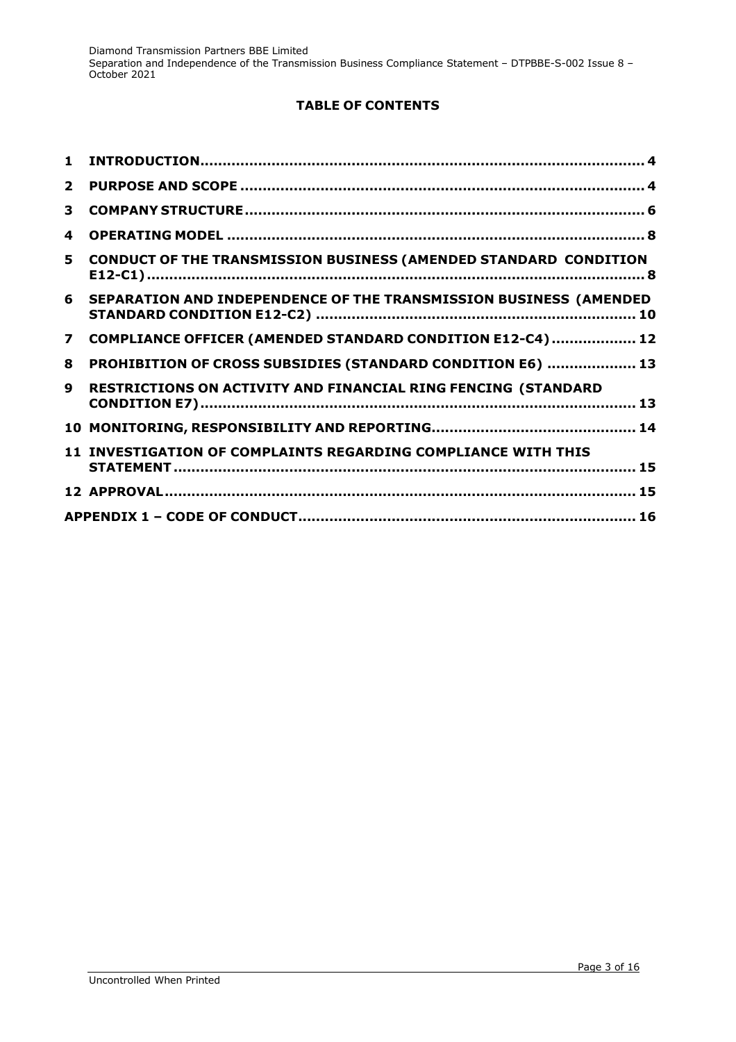# TABLE OF CONTENTS

| | | |
|---|---|---|
| 1 | INTRODUCTION | 4 |
| 2 | PURPOSE AND SCOPE | 4 |
| 3 | COMPANY STRUCTURE | 6 |
| 4 | OPERATING MODEL | 8 |
| 5 | CONDUCT OF THE TRANSMISSION BUSINESS (AMENDED STANDARD CONDITION E12-C1) | 8 |
| 6 | SEPARATION AND INDEPENDENCE OF THE TRANSMISSION BUSINESS (AMENDED STANDARD CONDITION E12-C2) | 10 |
| 7 | COMPLIANCE OFFICER (AMENDED STANDARD CONDITION E12-C4) | 12 |
| 8 | PROHIBITION OF CROSS SUBSIDIES (STANDARD CONDITION E6) | 13 |
| 9 | RESTRICTIONS ON ACTIVITY AND FINANCIAL RING FENCING (STANDARD CONDITION E7) | 13 |
| 10 | MONITORING, RESPONSIBILITY AND REPORTING | 14 |
| 11 | INVESTIGATION OF COMPLAINTS REGARDING COMPLIANCE WITH THIS STATEMENT | 15 |
| 12 | APPROVAL | 15 |
| | APPENDIX 1 – CODE OF CONDUCT | 16 |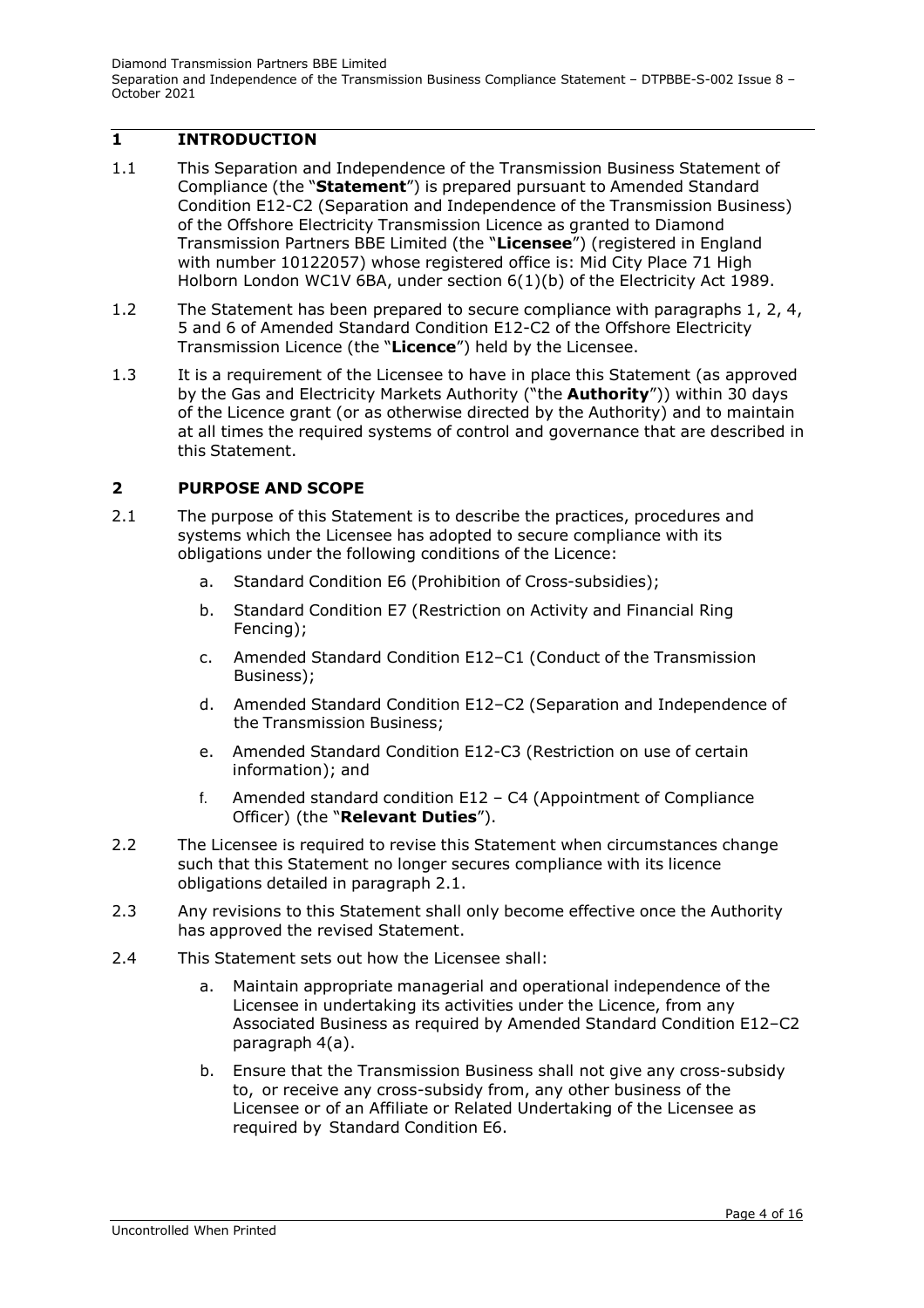## 1 INTRODUCTION

1.1 This Separation and Independence of the Transmission Business Statement of Compliance (the "**Statement**") is prepared pursuant to Amended Standard Condition E12-C2 (Separation and Independence of the Transmission Business) of the Offshore Electricity Transmission Licence as granted to Diamond Transmission Partners BBE Limited (the "**Licensee**") (registered in England with number 10122057) whose registered office is: Mid City Place 71 High Holborn London WC1V 6BA, under section 6(1)(b) of the Electricity Act 1989.

1.2 The Statement has been prepared to secure compliance with paragraphs 1, 2, 4, 5 and 6 of Amended Standard Condition E12-C2 of the Offshore Electricity Transmission Licence (the "**Licence**") held by the Licensee.

1.3 It is a requirement of the Licensee to have in place this Statement (as approved by the Gas and Electricity Markets Authority ("the **Authority**")) within 30 days of the Licence grant (or as otherwise directed by the Authority) and to maintain at all times the required systems of control and governance that are described in this Statement.

## 2 PURPOSE AND SCOPE

2.1 The purpose of this Statement is to describe the practices, procedures and systems which the Licensee has adopted to secure compliance with its obligations under the following conditions of the Licence:

a. Standard Condition E6 (Prohibition of Cross-subsidies);

b. Standard Condition E7 (Restriction on Activity and Financial Ring Fencing);

c. Amended Standard Condition E12–C1 (Conduct of the Transmission Business);

d. Amended Standard Condition E12–C2 (Separation and Independence of the Transmission Business;

e. Amended Standard Condition E12-C3 (Restriction on use of certain information); and

f. Amended standard condition E12 – C4 (Appointment of Compliance Officer) (the "**Relevant Duties**").

2.2 The Licensee is required to revise this Statement when circumstances change such that this Statement no longer secures compliance with its licence obligations detailed in paragraph 2.1.

2.3 Any revisions to this Statement shall only become effective once the Authority has approved the revised Statement.

2.4 This Statement sets out how the Licensee shall:

a. Maintain appropriate managerial and operational independence of the Licensee in undertaking its activities under the Licence, from any Associated Business as required by Amended Standard Condition E12–C2 paragraph 4(a).

b. Ensure that the Transmission Business shall not give any cross-subsidy to, or receive any cross-subsidy from, any other business of the Licensee or of an Affiliate or Related Undertaking of the Licensee as required by Standard Condition E6.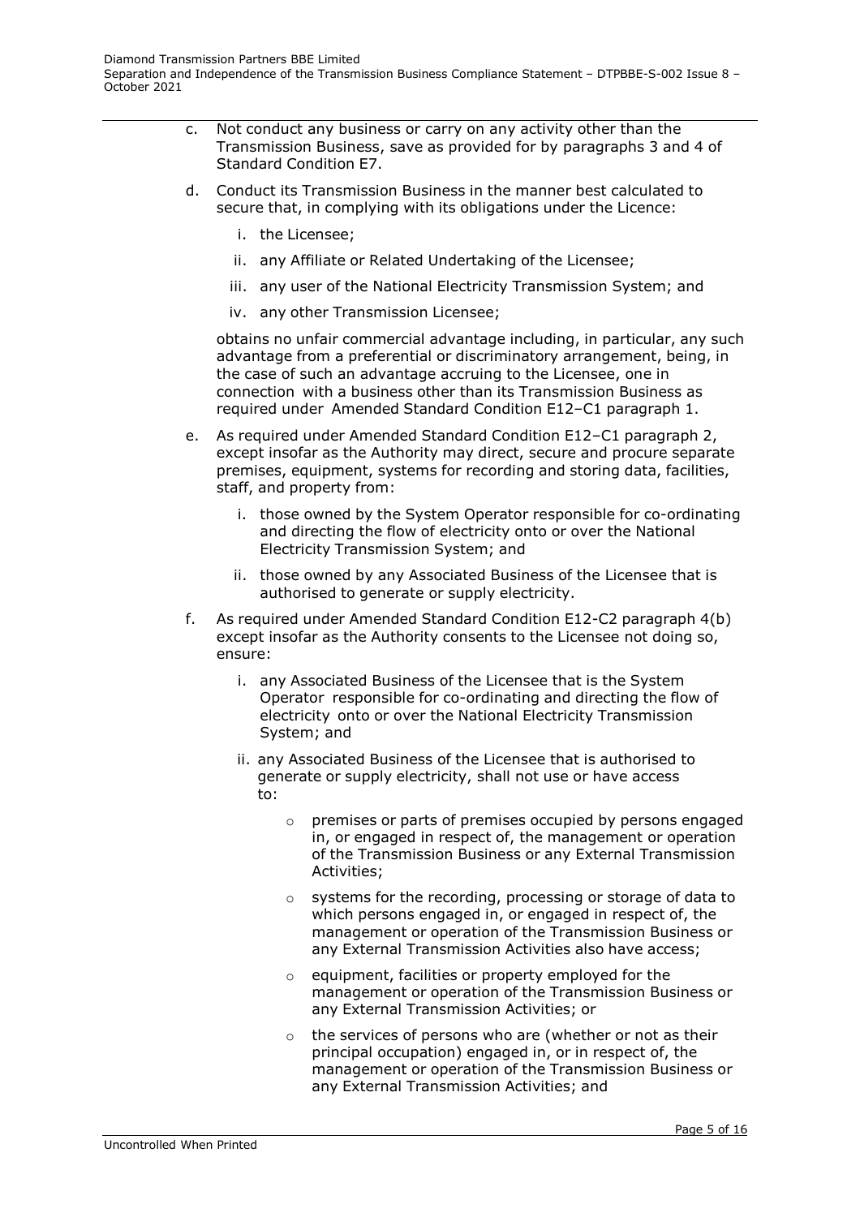c. Not conduct any business or carry on any activity other than the Transmission Business, save as provided for by paragraphs 3 and 4 of Standard Condition E7.

d. Conduct its Transmission Business in the manner best calculated to secure that, in complying with its obligations under the Licence:

   i. the Licensee;

   ii. any Affiliate or Related Undertaking of the Licensee;

   iii. any user of the National Electricity Transmission System; and

   iv. any other Transmission Licensee;

   obtains no unfair commercial advantage including, in particular, any such advantage from a preferential or discriminatory arrangement, being, in the case of such an advantage accruing to the Licensee, one in connection with a business other than its Transmission Business as required under Amended Standard Condition E12–C1 paragraph 1.

e. As required under Amended Standard Condition E12–C1 paragraph 2, except insofar as the Authority may direct, secure and procure separate premises, equipment, systems for recording and storing data, facilities, staff, and property from:

   i. those owned by the System Operator responsible for co-ordinating and directing the flow of electricity onto or over the National Electricity Transmission System; and

   ii. those owned by any Associated Business of the Licensee that is authorised to generate or supply electricity.

f. As required under Amended Standard Condition E12-C2 paragraph 4(b) except insofar as the Authority consents to the Licensee not doing so, ensure:

   i. any Associated Business of the Licensee that is the System Operator responsible for co-ordinating and directing the flow of electricity onto or over the National Electricity Transmission System; and

   ii. any Associated Business of the Licensee that is authorised to generate or supply electricity, shall not use or have access to:

      - premises or parts of premises occupied by persons engaged in, or engaged in respect of, the management or operation of the Transmission Business or any External Transmission Activities;

      - systems for the recording, processing or storage of data to which persons engaged in, or engaged in respect of, the management or operation of the Transmission Business or any External Transmission Activities also have access;

      - equipment, facilities or property employed for the management or operation of the Transmission Business or any External Transmission Activities; or

      - the services of persons who are (whether or not as their principal occupation) engaged in, or in respect of, the management or operation of the Transmission Business or any External Transmission Activities; and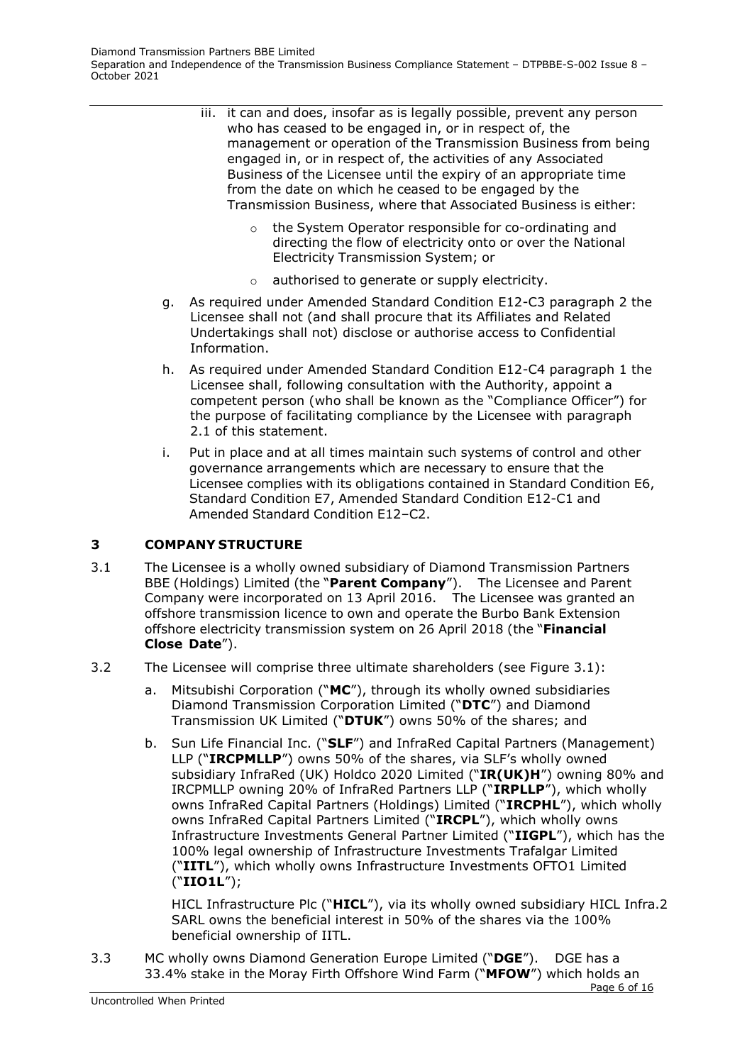iii. it can and does, insofar as is legally possible, prevent any person who has ceased to be engaged in, or in respect of, the management or operation of the Transmission Business from being engaged in, or in respect of, the activities of any Associated Business of the Licensee until the expiry of an appropriate time from the date on which he ceased to be engaged by the Transmission Business, where that Associated Business is either:

   - the System Operator responsible for co-ordinating and directing the flow of electricity onto or over the National Electricity Transmission System; or
   - authorised to generate or supply electricity.

g. As required under Amended Standard Condition E12-C3 paragraph 2 the Licensee shall not (and shall procure that its Affiliates and Related Undertakings shall not) disclose or authorise access to Confidential Information.

h. As required under Amended Standard Condition E12-C4 paragraph 1 the Licensee shall, following consultation with the Authority, appoint a competent person (who shall be known as the "Compliance Officer") for the purpose of facilitating compliance by the Licensee with paragraph 2.1 of this statement.

i. Put in place and at all times maintain such systems of control and other governance arrangements which are necessary to ensure that the Licensee complies with its obligations contained in Standard Condition E6, Standard Condition E7, Amended Standard Condition E12-C1 and Amended Standard Condition E12–C2.

## 3 COMPANY STRUCTURE

3.1 The Licensee is a wholly owned subsidiary of Diamond Transmission Partners BBE (Holdings) Limited (the "**Parent Company**"). The Licensee and Parent Company were incorporated on 13 April 2016. The Licensee was granted an offshore transmission licence to own and operate the Burbo Bank Extension offshore electricity transmission system on 26 April 2018 (the "**Financial Close Date**").

3.2 The Licensee will comprise three ultimate shareholders (see Figure 3.1):

a. Mitsubishi Corporation ("**MC**"), through its wholly owned subsidiaries Diamond Transmission Corporation Limited ("**DTC**") and Diamond Transmission UK Limited ("**DTUK**") owns 50% of the shares; and

b. Sun Life Financial Inc. ("**SLF**") and InfraRed Capital Partners (Management) LLP ("**IRCPMLLP**") owns 50% of the shares, via SLF's wholly owned subsidiary InfraRed (UK) Holdco 2020 Limited ("**IR(UK)H**") owning 80% and IRCPMLLP owning 20% of InfraRed Partners LLP ("**IRPLLP**"), which wholly owns InfraRed Capital Partners (Holdings) Limited ("**IRCPHL**"), which wholly owns InfraRed Capital Partners Limited ("**IRCPL**"), which wholly owns Infrastructure Investments General Partner Limited ("**IIGPL**"), which has the 100% legal ownership of Infrastructure Investments Trafalgar Limited ("**IITL**"), which wholly owns Infrastructure Investments OFTO1 Limited ("**IIO1L**");

   HICL Infrastructure Plc ("**HICL**"), via its wholly owned subsidiary HICL Infra.2 SARL owns the beneficial interest in 50% of the shares via the 100% beneficial ownership of IITL.

3.3 MC wholly owns Diamond Generation Europe Limited ("**DGE**"). DGE has a 33.4% stake in the Moray Firth Offshore Wind Farm ("**MFOW**") which holds an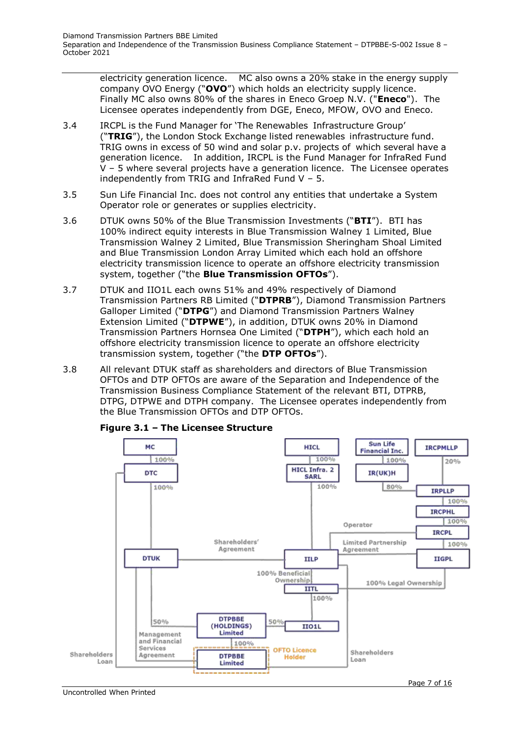electricity generation licence. MC also owns a 20% stake in the energy supply company OVO Energy ("**OVO**") which holds an electricity supply licence. Finally MC also owns 80% of the shares in Eneco Groep N.V. ("**Eneco**"). The Licensee operates independently from DGE, Eneco, MFOW, OVO and Eneco.

3.4 IRCPL is the Fund Manager for 'The Renewables Infrastructure Group' ("**TRIG**"), the London Stock Exchange listed renewables infrastructure fund. TRIG owns in excess of 50 wind and solar p.v. projects of which several have a generation licence. In addition, IRCPL is the Fund Manager for InfraRed Fund V – 5 where several projects have a generation licence. The Licensee operates independently from TRIG and InfraRed Fund V – 5.

3.5 Sun Life Financial Inc. does not control any entities that undertake a System Operator role or generates or supplies electricity.

3.6 DTUK owns 50% of the Blue Transmission Investments ("**BTI**"). BTI has 100% indirect equity interests in Blue Transmission Walney 1 Limited, Blue Transmission Walney 2 Limited, Blue Transmission Sheringham Shoal Limited and Blue Transmission London Array Limited which each hold an offshore electricity transmission licence to operate an offshore electricity transmission system, together ("the **Blue Transmission OFTOs**").

3.7 DTUK and IIO1L each owns 51% and 49% respectively of Diamond Transmission Partners RB Limited ("**DTPRB**"), Diamond Transmission Partners Galloper Limited ("**DTPG**") and Diamond Transmission Partners Walney Extension Limited ("**DTPWE**"), in addition, DTUK owns 20% in Diamond Transmission Partners Hornsea One Limited ("**DTPH**"), which each hold an offshore electricity transmission licence to operate an offshore electricity transmission system, together ("the **DTP OFTOs**").

3.8 All relevant DTUK staff as shareholders and directors of Blue Transmission OFTOs and DTP OFTOs are aware of the Separation and Independence of the Transmission Business Compliance Statement of the relevant BTI, DTPRB, DTPG, DTPWE and DTPH company. The Licensee operates independently from the Blue Transmission OFTOs and DTP OFTOs.

**Figure 3.1 – The Licensee Structure**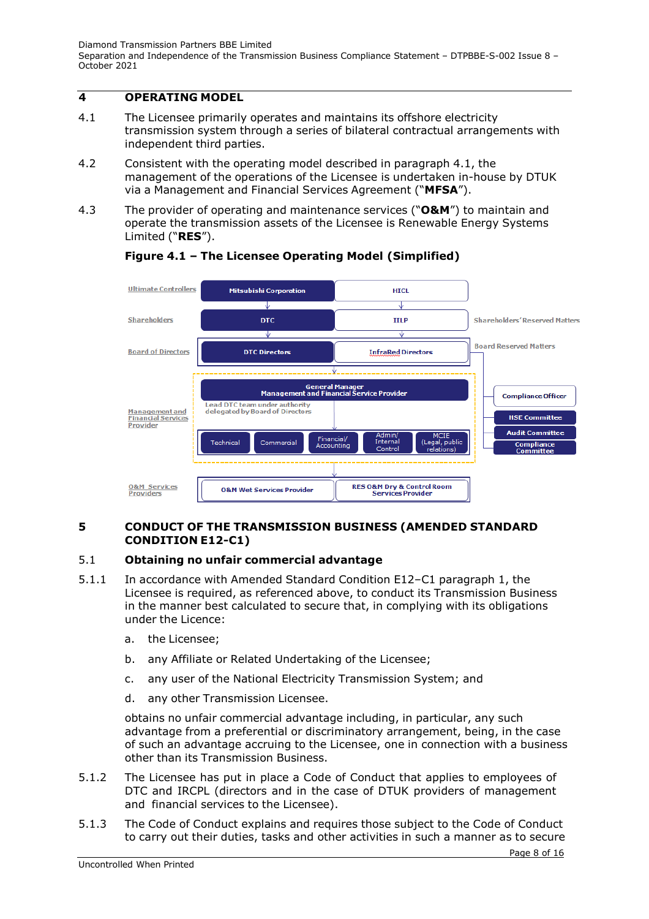## 4 OPERATING MODEL

4.1 The Licensee primarily operates and maintains its offshore electricity transmission system through a series of bilateral contractual arrangements with independent third parties.

4.2 Consistent with the operating model described in paragraph 4.1, the management of the operations of the Licensee is undertaken in-house by DTUK via a Management and Financial Services Agreement ("**MFSA**").

4.3 The provider of operating and maintenance services ("**O&M**") to maintain and operate the transmission assets of the Licensee is Renewable Energy Systems Limited ("**RES**").

**Figure 4.1 – The Licensee Operating Model (Simplified)**

| Level | | | Notes |
|---|---|---|---|
| Ultimate Controllers | Mitsubishi Corporation | HICL | |
| Shareholders | DTC | IILP | Shareholders' Reserved Matters |
| Board of Directors | DTC Directors | InfraRed Directors | Board Reserved Matters |
| Management and Financial Services Provider | General Manager<br>Management and Financial Service Provider<br>Lead DTC team under authority delegated by Board of Directors | | Compliance Officer<br>HSE Committee<br>Audit Committee<br>Compliance Committee |
| | Technical; Commercial; Financial/ Accounting; Admin/ Internal Control; MCIE (Legal, public relations) | | |
| O&M Services Providers | O&M Wet Services Provider | RES O&M Dry & Control Room Services Provider | |

## 5 CONDUCT OF THE TRANSMISSION BUSINESS (AMENDED STANDARD CONDITION E12-C1)

### 5.1 Obtaining no unfair commercial advantage

5.1.1 In accordance with Amended Standard Condition E12–C1 paragraph 1, the Licensee is required, as referenced above, to conduct its Transmission Business in the manner best calculated to secure that, in complying with its obligations under the Licence:

a. the Licensee;

b. any Affiliate or Related Undertaking of the Licensee;

c. any user of the National Electricity Transmission System; and

d. any other Transmission Licensee.

obtains no unfair commercial advantage including, in particular, any such advantage from a preferential or discriminatory arrangement, being, in the case of such an advantage accruing to the Licensee, one in connection with a business other than its Transmission Business.

5.1.2 The Licensee has put in place a Code of Conduct that applies to employees of DTC and IRCPL (directors and in the case of DTUK providers of management and financial services to the Licensee).

5.1.3 The Code of Conduct explains and requires those subject to the Code of Conduct to carry out their duties, tasks and other activities in such a manner as to secure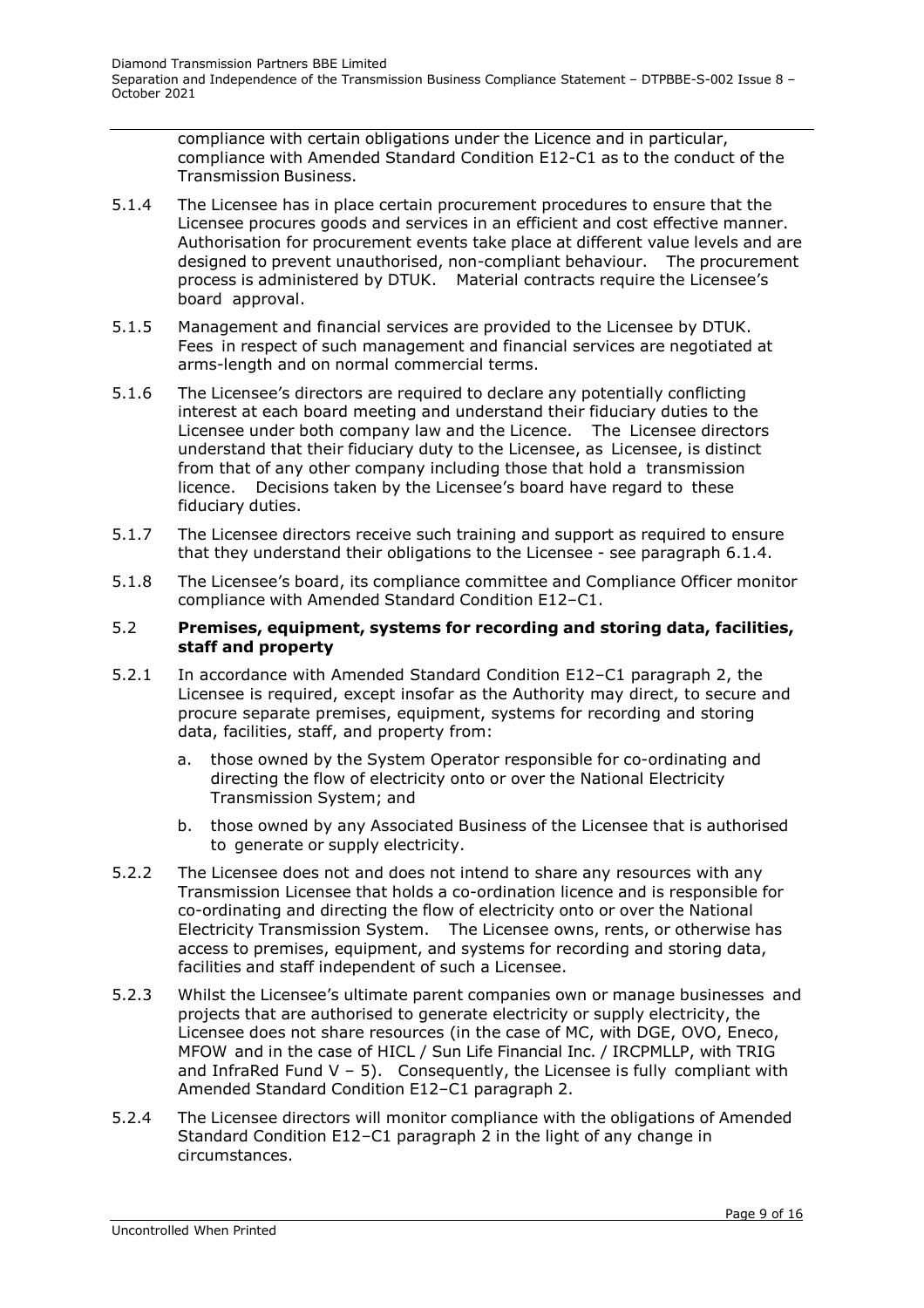compliance with certain obligations under the Licence and in particular, compliance with Amended Standard Condition E12-C1 as to the conduct of the Transmission Business.

5.1.4 The Licensee has in place certain procurement procedures to ensure that the Licensee procures goods and services in an efficient and cost effective manner. Authorisation for procurement events take place at different value levels and are designed to prevent unauthorised, non-compliant behaviour. The procurement process is administered by DTUK. Material contracts require the Licensee's board approval.

5.1.5 Management and financial services are provided to the Licensee by DTUK. Fees in respect of such management and financial services are negotiated at arms-length and on normal commercial terms.

5.1.6 The Licensee's directors are required to declare any potentially conflicting interest at each board meeting and understand their fiduciary duties to the Licensee under both company law and the Licence. The Licensee directors understand that their fiduciary duty to the Licensee, as Licensee, is distinct from that of any other company including those that hold a transmission licence. Decisions taken by the Licensee's board have regard to these fiduciary duties.

5.1.7 The Licensee directors receive such training and support as required to ensure that they understand their obligations to the Licensee - see paragraph 6.1.4.

5.1.8 The Licensee's board, its compliance committee and Compliance Officer monitor compliance with Amended Standard Condition E12–C1.

### 5.2 Premises, equipment, systems for recording and storing data, facilities, staff and property

5.2.1 In accordance with Amended Standard Condition E12–C1 paragraph 2, the Licensee is required, except insofar as the Authority may direct, to secure and procure separate premises, equipment, systems for recording and storing data, facilities, staff, and property from:

a. those owned by the System Operator responsible for co-ordinating and directing the flow of electricity onto or over the National Electricity Transmission System; and

b. those owned by any Associated Business of the Licensee that is authorised to generate or supply electricity.

5.2.2 The Licensee does not and does not intend to share any resources with any Transmission Licensee that holds a co-ordination licence and is responsible for co-ordinating and directing the flow of electricity onto or over the National Electricity Transmission System. The Licensee owns, rents, or otherwise has access to premises, equipment, and systems for recording and storing data, facilities and staff independent of such a Licensee.

5.2.3 Whilst the Licensee's ultimate parent companies own or manage businesses and projects that are authorised to generate electricity or supply electricity, the Licensee does not share resources (in the case of MC, with DGE, OVO, Eneco, MFOW and in the case of HICL / Sun Life Financial Inc. / IRCPMLLP, with TRIG and InfraRed Fund V – 5). Consequently, the Licensee is fully compliant with Amended Standard Condition E12–C1 paragraph 2.

5.2.4 The Licensee directors will monitor compliance with the obligations of Amended Standard Condition E12–C1 paragraph 2 in the light of any change in circumstances.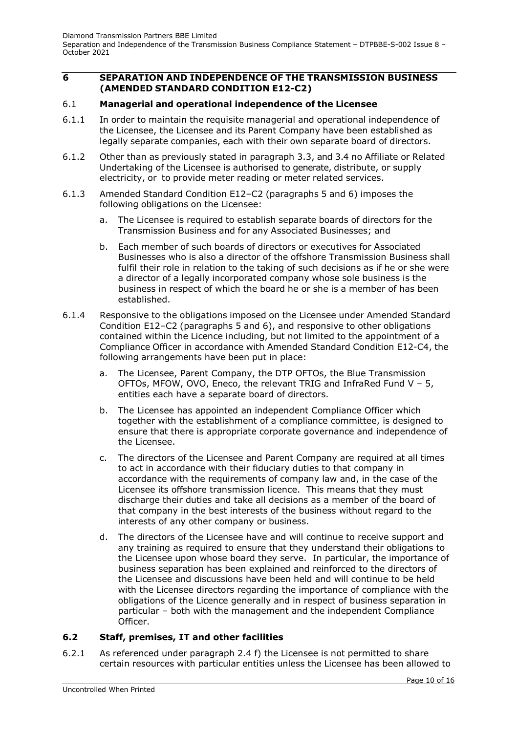## 6 SEPARATION AND INDEPENDENCE OF THE TRANSMISSION BUSINESS (AMENDED STANDARD CONDITION E12-C2)

### 6.1 Managerial and operational independence of the Licensee

6.1.1 In order to maintain the requisite managerial and operational independence of the Licensee, the Licensee and its Parent Company have been established as legally separate companies, each with their own separate board of directors.

6.1.2 Other than as previously stated in paragraph 3.3, and 3.4 no Affiliate or Related Undertaking of the Licensee is authorised to generate, distribute, or supply electricity, or to provide meter reading or meter related services.

6.1.3 Amended Standard Condition E12–C2 (paragraphs 5 and 6) imposes the following obligations on the Licensee:

a. The Licensee is required to establish separate boards of directors for the Transmission Business and for any Associated Businesses; and

b. Each member of such boards of directors or executives for Associated Businesses who is also a director of the offshore Transmission Business shall fulfil their role in relation to the taking of such decisions as if he or she were a director of a legally incorporated company whose sole business is the business in respect of which the board he or she is a member of has been established.

6.1.4 Responsive to the obligations imposed on the Licensee under Amended Standard Condition E12–C2 (paragraphs 5 and 6), and responsive to other obligations contained within the Licence including, but not limited to the appointment of a Compliance Officer in accordance with Amended Standard Condition E12-C4, the following arrangements have been put in place:

a. The Licensee, Parent Company, the DTP OFTOs, the Blue Transmission OFTOs, MFOW, OVO, Eneco, the relevant TRIG and InfraRed Fund V – 5, entities each have a separate board of directors.

b. The Licensee has appointed an independent Compliance Officer which together with the establishment of a compliance committee, is designed to ensure that there is appropriate corporate governance and independence of the Licensee.

c. The directors of the Licensee and Parent Company are required at all times to act in accordance with their fiduciary duties to that company in accordance with the requirements of company law and, in the case of the Licensee its offshore transmission licence. This means that they must discharge their duties and take all decisions as a member of the board of that company in the best interests of the business without regard to the interests of any other company or business.

d. The directors of the Licensee have and will continue to receive support and any training as required to ensure that they understand their obligations to the Licensee upon whose board they serve. In particular, the importance of business separation has been explained and reinforced to the directors of the Licensee and discussions have been held and will continue to be held with the Licensee directors regarding the importance of compliance with the obligations of the Licence generally and in respect of business separation in particular – both with the management and the independent Compliance Officer.

### 6.2 Staff, premises, IT and other facilities

6.2.1 As referenced under paragraph 2.4 f) the Licensee is not permitted to share certain resources with particular entities unless the Licensee has been allowed to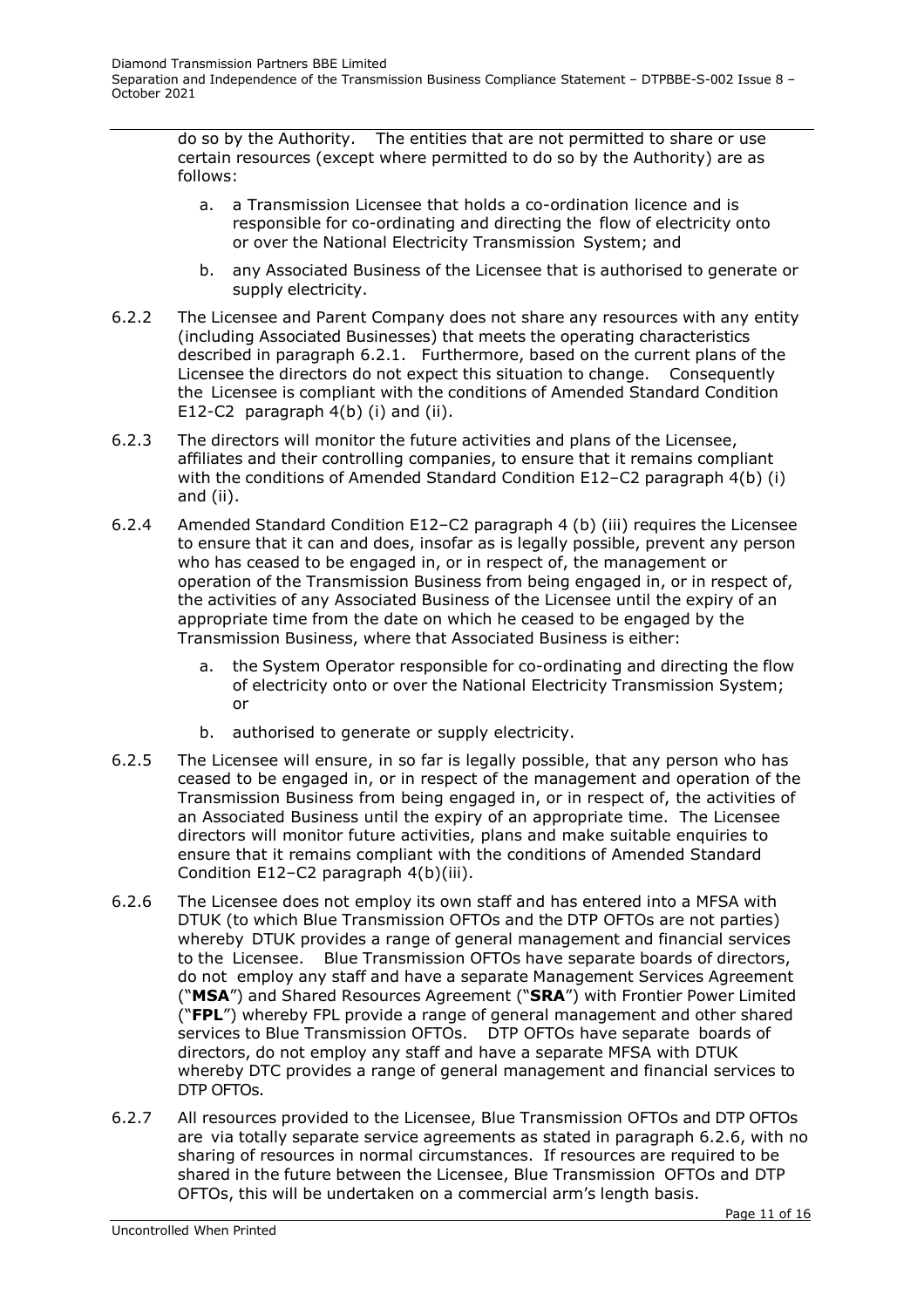do so by the Authority. The entities that are not permitted to share or use certain resources (except where permitted to do so by the Authority) are as follows:

a. a Transmission Licensee that holds a co-ordination licence and is responsible for co-ordinating and directing the flow of electricity onto or over the National Electricity Transmission System; and

b. any Associated Business of the Licensee that is authorised to generate or supply electricity.

6.2.2 The Licensee and Parent Company does not share any resources with any entity (including Associated Businesses) that meets the operating characteristics described in paragraph 6.2.1. Furthermore, based on the current plans of the Licensee the directors do not expect this situation to change. Consequently the Licensee is compliant with the conditions of Amended Standard Condition E12-C2 paragraph 4(b) (i) and (ii).

6.2.3 The directors will monitor the future activities and plans of the Licensee, affiliates and their controlling companies, to ensure that it remains compliant with the conditions of Amended Standard Condition E12–C2 paragraph 4(b) (i) and (ii).

6.2.4 Amended Standard Condition E12–C2 paragraph 4 (b) (iii) requires the Licensee to ensure that it can and does, insofar as is legally possible, prevent any person who has ceased to be engaged in, or in respect of, the management or operation of the Transmission Business from being engaged in, or in respect of, the activities of any Associated Business of the Licensee until the expiry of an appropriate time from the date on which he ceased to be engaged by the Transmission Business, where that Associated Business is either:

a. the System Operator responsible for co-ordinating and directing the flow of electricity onto or over the National Electricity Transmission System; or

b. authorised to generate or supply electricity.

6.2.5 The Licensee will ensure, in so far is legally possible, that any person who has ceased to be engaged in, or in respect of the management and operation of the Transmission Business from being engaged in, or in respect of, the activities of an Associated Business until the expiry of an appropriate time. The Licensee directors will monitor future activities, plans and make suitable enquiries to ensure that it remains compliant with the conditions of Amended Standard Condition E12–C2 paragraph 4(b)(iii).

6.2.6 The Licensee does not employ its own staff and has entered into a MFSA with DTUK (to which Blue Transmission OFTOs and the DTP OFTOs are not parties) whereby DTUK provides a range of general management and financial services to the Licensee. Blue Transmission OFTOs have separate boards of directors, do not employ any staff and have a separate Management Services Agreement ("**MSA**") and Shared Resources Agreement ("**SRA**") with Frontier Power Limited ("**FPL**") whereby FPL provide a range of general management and other shared services to Blue Transmission OFTOs. DTP OFTOs have separate boards of directors, do not employ any staff and have a separate MFSA with DTUK whereby DTC provides a range of general management and financial services to DTP OFTOs.

6.2.7 All resources provided to the Licensee, Blue Transmission OFTOs and DTP OFTOs are via totally separate service agreements as stated in paragraph 6.2.6, with no sharing of resources in normal circumstances. If resources are required to be shared in the future between the Licensee, Blue Transmission OFTOs and DTP OFTOs, this will be undertaken on a commercial arm's length basis.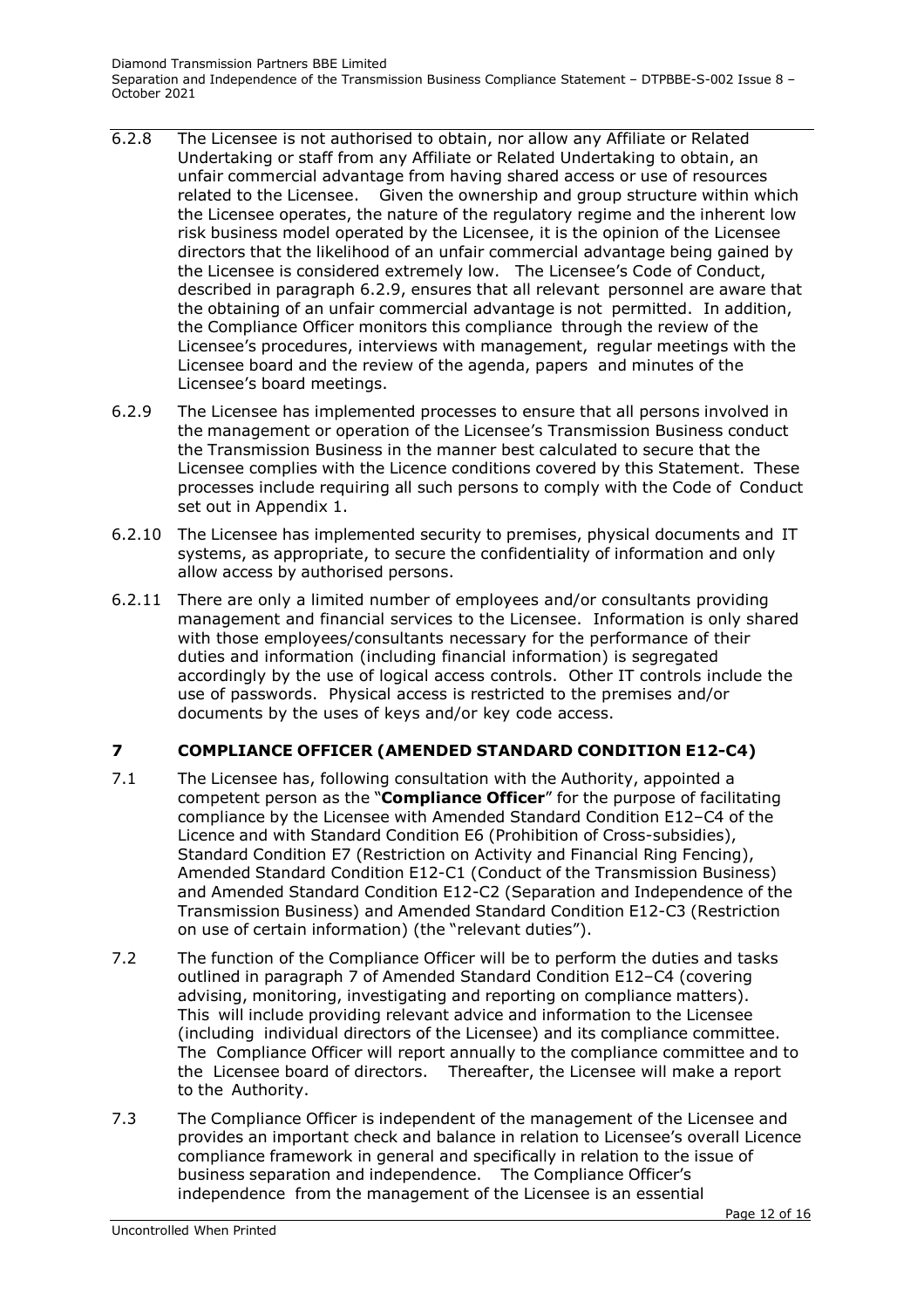6.2.8 The Licensee is not authorised to obtain, nor allow any Affiliate or Related Undertaking or staff from any Affiliate or Related Undertaking to obtain, an unfair commercial advantage from having shared access or use of resources related to the Licensee. Given the ownership and group structure within which the Licensee operates, the nature of the regulatory regime and the inherent low risk business model operated by the Licensee, it is the opinion of the Licensee directors that the likelihood of an unfair commercial advantage being gained by the Licensee is considered extremely low. The Licensee's Code of Conduct, described in paragraph 6.2.9, ensures that all relevant personnel are aware that the obtaining of an unfair commercial advantage is not permitted. In addition, the Compliance Officer monitors this compliance through the review of the Licensee's procedures, interviews with management, regular meetings with the Licensee board and the review of the agenda, papers and minutes of the Licensee's board meetings.

6.2.9 The Licensee has implemented processes to ensure that all persons involved in the management or operation of the Licensee's Transmission Business conduct the Transmission Business in the manner best calculated to secure that the Licensee complies with the Licence conditions covered by this Statement. These processes include requiring all such persons to comply with the Code of Conduct set out in Appendix 1.

6.2.10 The Licensee has implemented security to premises, physical documents and IT systems, as appropriate, to secure the confidentiality of information and only allow access by authorised persons.

6.2.11 There are only a limited number of employees and/or consultants providing management and financial services to the Licensee. Information is only shared with those employees/consultants necessary for the performance of their duties and information (including financial information) is segregated accordingly by the use of logical access controls. Other IT controls include the use of passwords. Physical access is restricted to the premises and/or documents by the uses of keys and/or key code access.

## 7 COMPLIANCE OFFICER (AMENDED STANDARD CONDITION E12-C4)

7.1 The Licensee has, following consultation with the Authority, appointed a competent person as the "**Compliance Officer**" for the purpose of facilitating compliance by the Licensee with Amended Standard Condition E12–C4 of the Licence and with Standard Condition E6 (Prohibition of Cross-subsidies), Standard Condition E7 (Restriction on Activity and Financial Ring Fencing), Amended Standard Condition E12-C1 (Conduct of the Transmission Business) and Amended Standard Condition E12-C2 (Separation and Independence of the Transmission Business) and Amended Standard Condition E12-C3 (Restriction on use of certain information) (the "relevant duties").

7.2 The function of the Compliance Officer will be to perform the duties and tasks outlined in paragraph 7 of Amended Standard Condition E12–C4 (covering advising, monitoring, investigating and reporting on compliance matters). This will include providing relevant advice and information to the Licensee (including individual directors of the Licensee) and its compliance committee. The Compliance Officer will report annually to the compliance committee and to the Licensee board of directors. Thereafter, the Licensee will make a report to the Authority.

7.3 The Compliance Officer is independent of the management of the Licensee and provides an important check and balance in relation to Licensee's overall Licence compliance framework in general and specifically in relation to the issue of business separation and independence. The Compliance Officer's independence from the management of the Licensee is an essential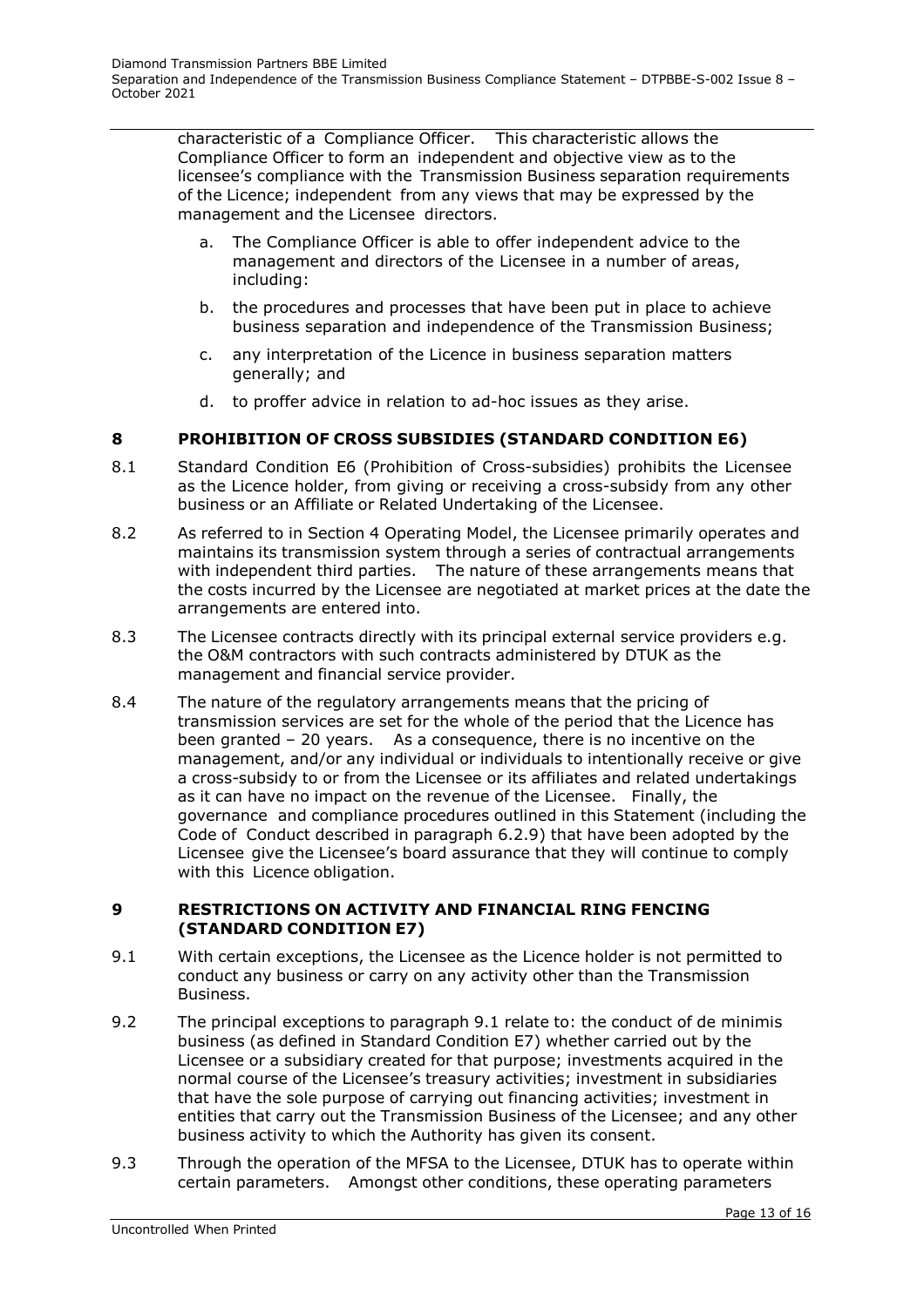characteristic of a Compliance Officer. This characteristic allows the Compliance Officer to form an independent and objective view as to the licensee's compliance with the Transmission Business separation requirements of the Licence; independent from any views that may be expressed by the management and the Licensee directors.

a. The Compliance Officer is able to offer independent advice to the management and directors of the Licensee in a number of areas, including:

b. the procedures and processes that have been put in place to achieve business separation and independence of the Transmission Business;

c. any interpretation of the Licence in business separation matters generally; and

d. to proffer advice in relation to ad-hoc issues as they arise.

## 8 PROHIBITION OF CROSS SUBSIDIES (STANDARD CONDITION E6)

8.1 Standard Condition E6 (Prohibition of Cross-subsidies) prohibits the Licensee as the Licence holder, from giving or receiving a cross-subsidy from any other business or an Affiliate or Related Undertaking of the Licensee.

8.2 As referred to in Section 4 Operating Model, the Licensee primarily operates and maintains its transmission system through a series of contractual arrangements with independent third parties. The nature of these arrangements means that the costs incurred by the Licensee are negotiated at market prices at the date the arrangements are entered into.

8.3 The Licensee contracts directly with its principal external service providers e.g. the O&M contractors with such contracts administered by DTUK as the management and financial service provider.

8.4 The nature of the regulatory arrangements means that the pricing of transmission services are set for the whole of the period that the Licence has been granted – 20 years. As a consequence, there is no incentive on the management, and/or any individual or individuals to intentionally receive or give a cross-subsidy to or from the Licensee or its affiliates and related undertakings as it can have no impact on the revenue of the Licensee. Finally, the governance and compliance procedures outlined in this Statement (including the Code of Conduct described in paragraph 6.2.9) that have been adopted by the Licensee give the Licensee's board assurance that they will continue to comply with this Licence obligation.

## 9 RESTRICTIONS ON ACTIVITY AND FINANCIAL RING FENCING (STANDARD CONDITION E7)

9.1 With certain exceptions, the Licensee as the Licence holder is not permitted to conduct any business or carry on any activity other than the Transmission Business.

9.2 The principal exceptions to paragraph 9.1 relate to: the conduct of de minimis business (as defined in Standard Condition E7) whether carried out by the Licensee or a subsidiary created for that purpose; investments acquired in the normal course of the Licensee's treasury activities; investment in subsidiaries that have the sole purpose of carrying out financing activities; investment in entities that carry out the Transmission Business of the Licensee; and any other business activity to which the Authority has given its consent.

9.3 Through the operation of the MFSA to the Licensee, DTUK has to operate within certain parameters. Amongst other conditions, these operating parameters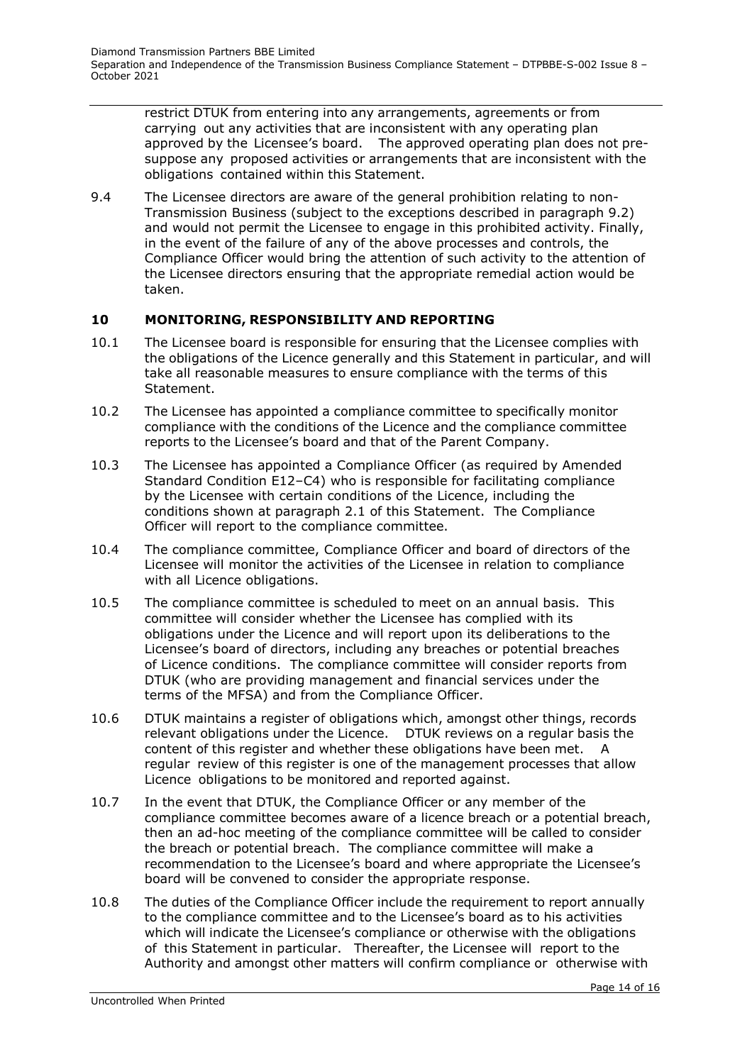restrict DTUK from entering into any arrangements, agreements or from carrying out any activities that are inconsistent with any operating plan approved by the Licensee's board. The approved operating plan does not pre-suppose any proposed activities or arrangements that are inconsistent with the obligations contained within this Statement.

9.4 The Licensee directors are aware of the general prohibition relating to non-Transmission Business (subject to the exceptions described in paragraph 9.2) and would not permit the Licensee to engage in this prohibited activity. Finally, in the event of the failure of any of the above processes and controls, the Compliance Officer would bring the attention of such activity to the attention of the Licensee directors ensuring that the appropriate remedial action would be taken.

## 10 MONITORING, RESPONSIBILITY AND REPORTING

10.1 The Licensee board is responsible for ensuring that the Licensee complies with the obligations of the Licence generally and this Statement in particular, and will take all reasonable measures to ensure compliance with the terms of this Statement.

10.2 The Licensee has appointed a compliance committee to specifically monitor compliance with the conditions of the Licence and the compliance committee reports to the Licensee's board and that of the Parent Company.

10.3 The Licensee has appointed a Compliance Officer (as required by Amended Standard Condition E12–C4) who is responsible for facilitating compliance by the Licensee with certain conditions of the Licence, including the conditions shown at paragraph 2.1 of this Statement. The Compliance Officer will report to the compliance committee.

10.4 The compliance committee, Compliance Officer and board of directors of the Licensee will monitor the activities of the Licensee in relation to compliance with all Licence obligations.

10.5 The compliance committee is scheduled to meet on an annual basis. This committee will consider whether the Licensee has complied with its obligations under the Licence and will report upon its deliberations to the Licensee's board of directors, including any breaches or potential breaches of Licence conditions. The compliance committee will consider reports from DTUK (who are providing management and financial services under the terms of the MFSA) and from the Compliance Officer.

10.6 DTUK maintains a register of obligations which, amongst other things, records relevant obligations under the Licence. DTUK reviews on a regular basis the content of this register and whether these obligations have been met. A regular review of this register is one of the management processes that allow Licence obligations to be monitored and reported against.

10.7 In the event that DTUK, the Compliance Officer or any member of the compliance committee becomes aware of a licence breach or a potential breach, then an ad-hoc meeting of the compliance committee will be called to consider the breach or potential breach. The compliance committee will make a recommendation to the Licensee's board and where appropriate the Licensee's board will be convened to consider the appropriate response.

10.8 The duties of the Compliance Officer include the requirement to report annually to the compliance committee and to the Licensee's board as to his activities which will indicate the Licensee's compliance or otherwise with the obligations of this Statement in particular. Thereafter, the Licensee will report to the Authority and amongst other matters will confirm compliance or otherwise with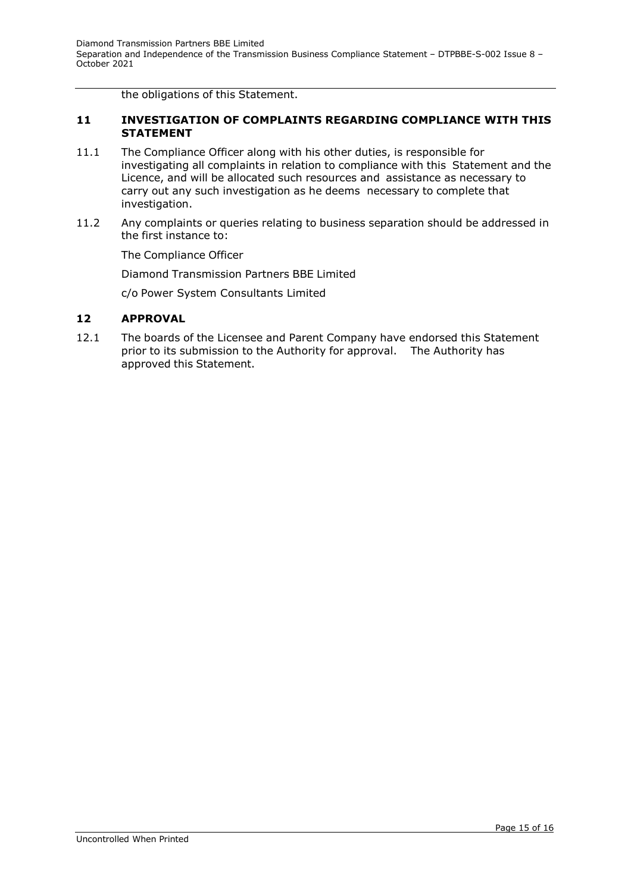the obligations of this Statement.

## 11 INVESTIGATION OF COMPLAINTS REGARDING COMPLIANCE WITH THIS STATEMENT

11.1 The Compliance Officer along with his other duties, is responsible for investigating all complaints in relation to compliance with this Statement and the Licence, and will be allocated such resources and assistance as necessary to carry out any such investigation as he deems necessary to complete that investigation.

11.2 Any complaints or queries relating to business separation should be addressed in the first instance to:

The Compliance Officer

Diamond Transmission Partners BBE Limited

c/o Power System Consultants Limited

## 12 APPROVAL

12.1 The boards of the Licensee and Parent Company have endorsed this Statement prior to its submission to the Authority for approval. The Authority has approved this Statement.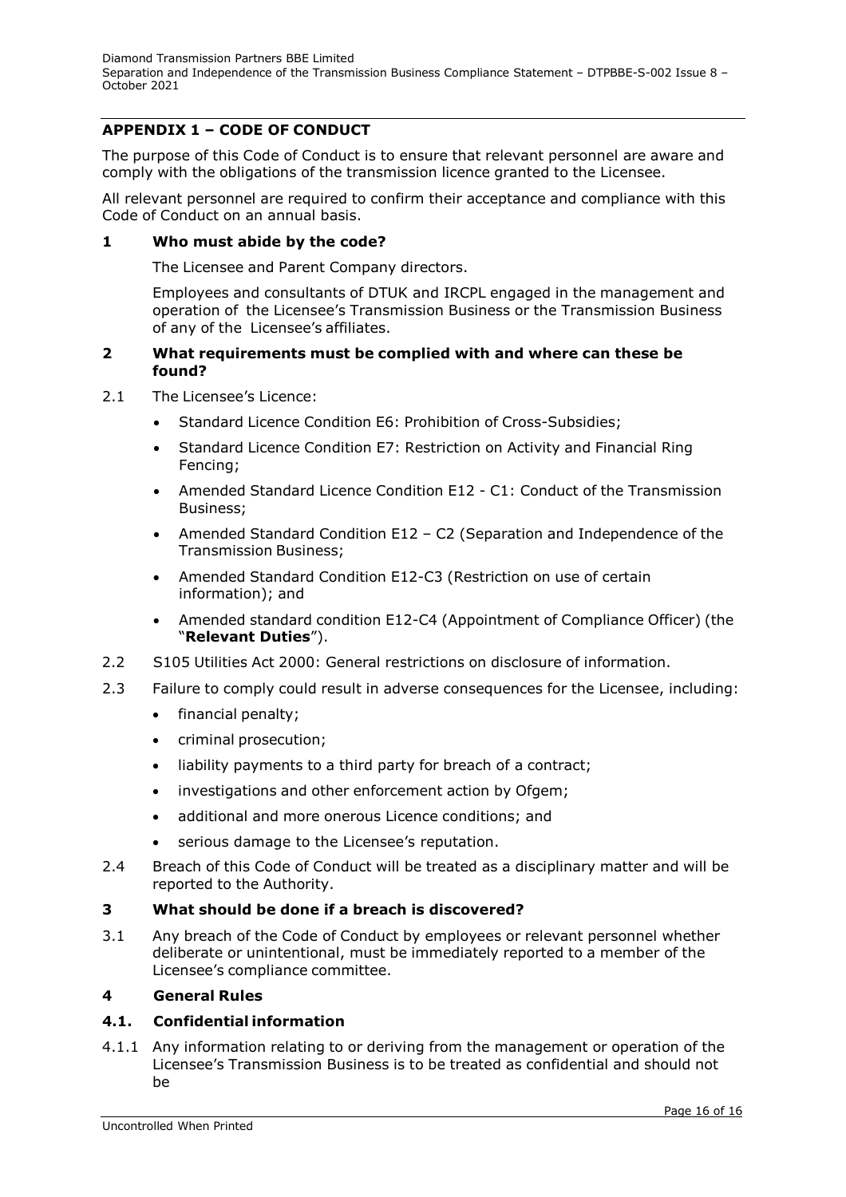## APPENDIX 1 – CODE OF CONDUCT

The purpose of this Code of Conduct is to ensure that relevant personnel are aware and comply with the obligations of the transmission licence granted to the Licensee.

All relevant personnel are required to confirm their acceptance and compliance with this Code of Conduct on an annual basis.

### 1 Who must abide by the code?

The Licensee and Parent Company directors.

Employees and consultants of DTUK and IRCPL engaged in the management and operation of the Licensee's Transmission Business or the Transmission Business of any of the Licensee's affiliates.

### 2 What requirements must be complied with and where can these be found?

2.1 The Licensee's Licence:

- Standard Licence Condition E6: Prohibition of Cross-Subsidies;
- Standard Licence Condition E7: Restriction on Activity and Financial Ring Fencing;
- Amended Standard Licence Condition E12 - C1: Conduct of the Transmission Business;
- Amended Standard Condition E12 – C2 (Separation and Independence of the Transmission Business;
- Amended Standard Condition E12-C3 (Restriction on use of certain information); and
- Amended standard condition E12-C4 (Appointment of Compliance Officer) (the "**Relevant Duties**").

2.2 S105 Utilities Act 2000: General restrictions on disclosure of information.

2.3 Failure to comply could result in adverse consequences for the Licensee, including:

- financial penalty;
- criminal prosecution;
- liability payments to a third party for breach of a contract;
- investigations and other enforcement action by Ofgem;
- additional and more onerous Licence conditions; and
- serious damage to the Licensee's reputation.

2.4 Breach of this Code of Conduct will be treated as a disciplinary matter and will be reported to the Authority.

### 3 What should be done if a breach is discovered?

3.1 Any breach of the Code of Conduct by employees or relevant personnel whether deliberate or unintentional, must be immediately reported to a member of the Licensee's compliance committee.

### 4 General Rules

#### 4.1. Confidential information

4.1.1 Any information relating to or deriving from the management or operation of the Licensee's Transmission Business is to be treated as confidential and should not be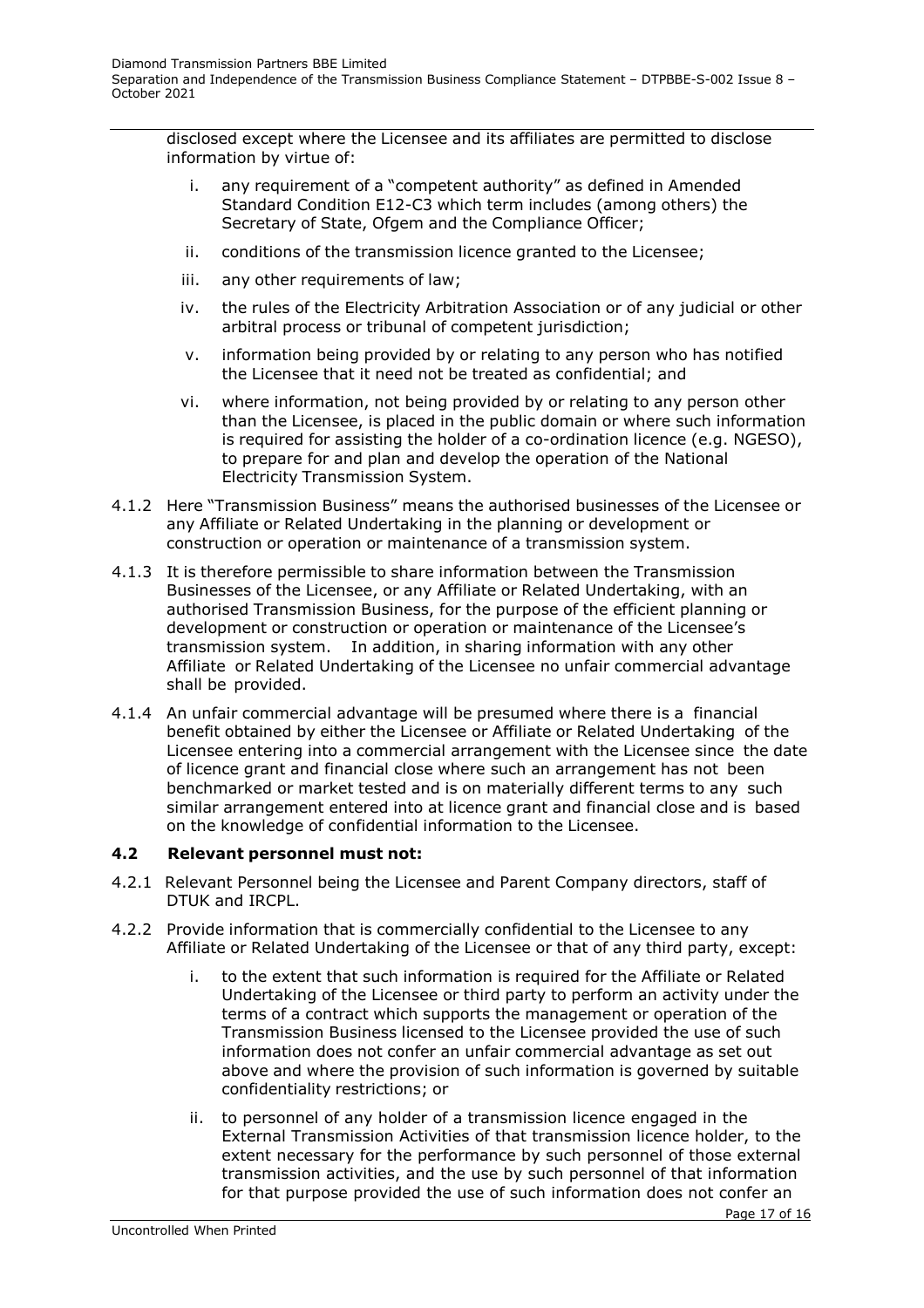disclosed except where the Licensee and its affiliates are permitted to disclose information by virtue of:

i. any requirement of a "competent authority" as defined in Amended Standard Condition E12-C3 which term includes (among others) the Secretary of State, Ofgem and the Compliance Officer;

ii. conditions of the transmission licence granted to the Licensee;

iii. any other requirements of law;

iv. the rules of the Electricity Arbitration Association or of any judicial or other arbitral process or tribunal of competent jurisdiction;

v. information being provided by or relating to any person who has notified the Licensee that it need not be treated as confidential; and

vi. where information, not being provided by or relating to any person other than the Licensee, is placed in the public domain or where such information is required for assisting the holder of a co-ordination licence (e.g. NGESO), to prepare for and plan and develop the operation of the National Electricity Transmission System.

4.1.2 Here "Transmission Business" means the authorised businesses of the Licensee or any Affiliate or Related Undertaking in the planning or development or construction or operation or maintenance of a transmission system.

4.1.3 It is therefore permissible to share information between the Transmission Businesses of the Licensee, or any Affiliate or Related Undertaking, with an authorised Transmission Business, for the purpose of the efficient planning or development or construction or operation or maintenance of the Licensee's transmission system. In addition, in sharing information with any other Affiliate or Related Undertaking of the Licensee no unfair commercial advantage shall be provided.

4.1.4 An unfair commercial advantage will be presumed where there is a financial benefit obtained by either the Licensee or Affiliate or Related Undertaking of the Licensee entering into a commercial arrangement with the Licensee since the date of licence grant and financial close where such an arrangement has not been benchmarked or market tested and is on materially different terms to any such similar arrangement entered into at licence grant and financial close and is based on the knowledge of confidential information to the Licensee.

### 4.2 Relevant personnel must not:

4.2.1 Relevant Personnel being the Licensee and Parent Company directors, staff of DTUK and IRCPL.

4.2.2 Provide information that is commercially confidential to the Licensee to any Affiliate or Related Undertaking of the Licensee or that of any third party, except:

i. to the extent that such information is required for the Affiliate or Related Undertaking of the Licensee or third party to perform an activity under the terms of a contract which supports the management or operation of the Transmission Business licensed to the Licensee provided the use of such information does not confer an unfair commercial advantage as set out above and where the provision of such information is governed by suitable confidentiality restrictions; or

ii. to personnel of any holder of a transmission licence engaged in the External Transmission Activities of that transmission licence holder, to the extent necessary for the performance by such personnel of those external transmission activities, and the use by such personnel of that information for that purpose provided the use of such information does not confer an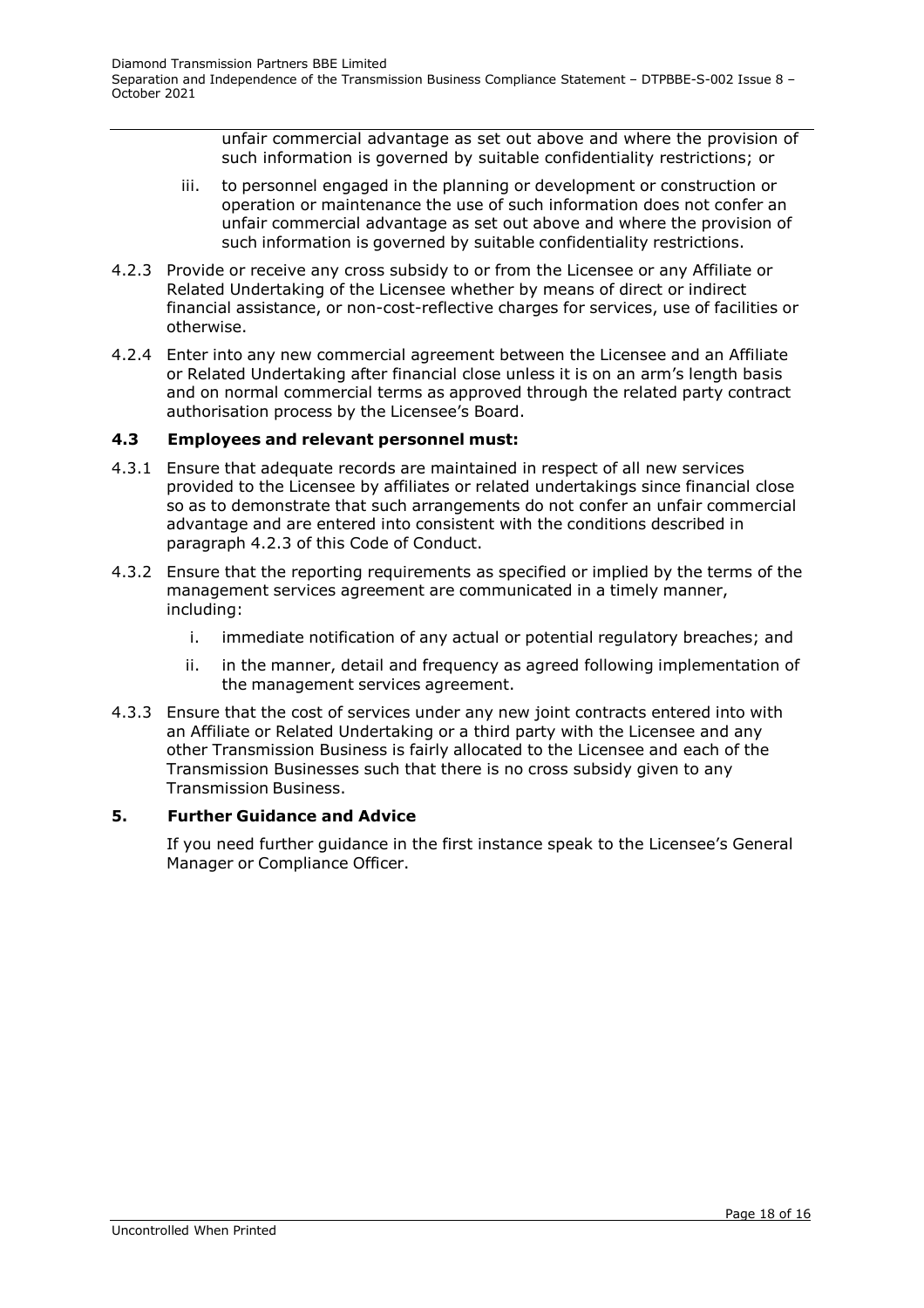unfair commercial advantage as set out above and where the provision of such information is governed by suitable confidentiality restrictions; or

iii. to personnel engaged in the planning or development or construction or operation or maintenance the use of such information does not confer an unfair commercial advantage as set out above and where the provision of such information is governed by suitable confidentiality restrictions.

4.2.3 Provide or receive any cross subsidy to or from the Licensee or any Affiliate or Related Undertaking of the Licensee whether by means of direct or indirect financial assistance, or non-cost-reflective charges for services, use of facilities or otherwise.

4.2.4 Enter into any new commercial agreement between the Licensee and an Affiliate or Related Undertaking after financial close unless it is on an arm's length basis and on normal commercial terms as approved through the related party contract authorisation process by the Licensee's Board.

### 4.3 Employees and relevant personnel must:

4.3.1 Ensure that adequate records are maintained in respect of all new services provided to the Licensee by affiliates or related undertakings since financial close so as to demonstrate that such arrangements do not confer an unfair commercial advantage and are entered into consistent with the conditions described in paragraph 4.2.3 of this Code of Conduct.

4.3.2 Ensure that the reporting requirements as specified or implied by the terms of the management services agreement are communicated in a timely manner, including:

i. immediate notification of any actual or potential regulatory breaches; and

ii. in the manner, detail and frequency as agreed following implementation of the management services agreement.

4.3.3 Ensure that the cost of services under any new joint contracts entered into with an Affiliate or Related Undertaking or a third party with the Licensee and any other Transmission Business is fairly allocated to the Licensee and each of the Transmission Businesses such that there is no cross subsidy given to any Transmission Business.

## 5. Further Guidance and Advice

If you need further guidance in the first instance speak to the Licensee's General Manager or Compliance Officer.